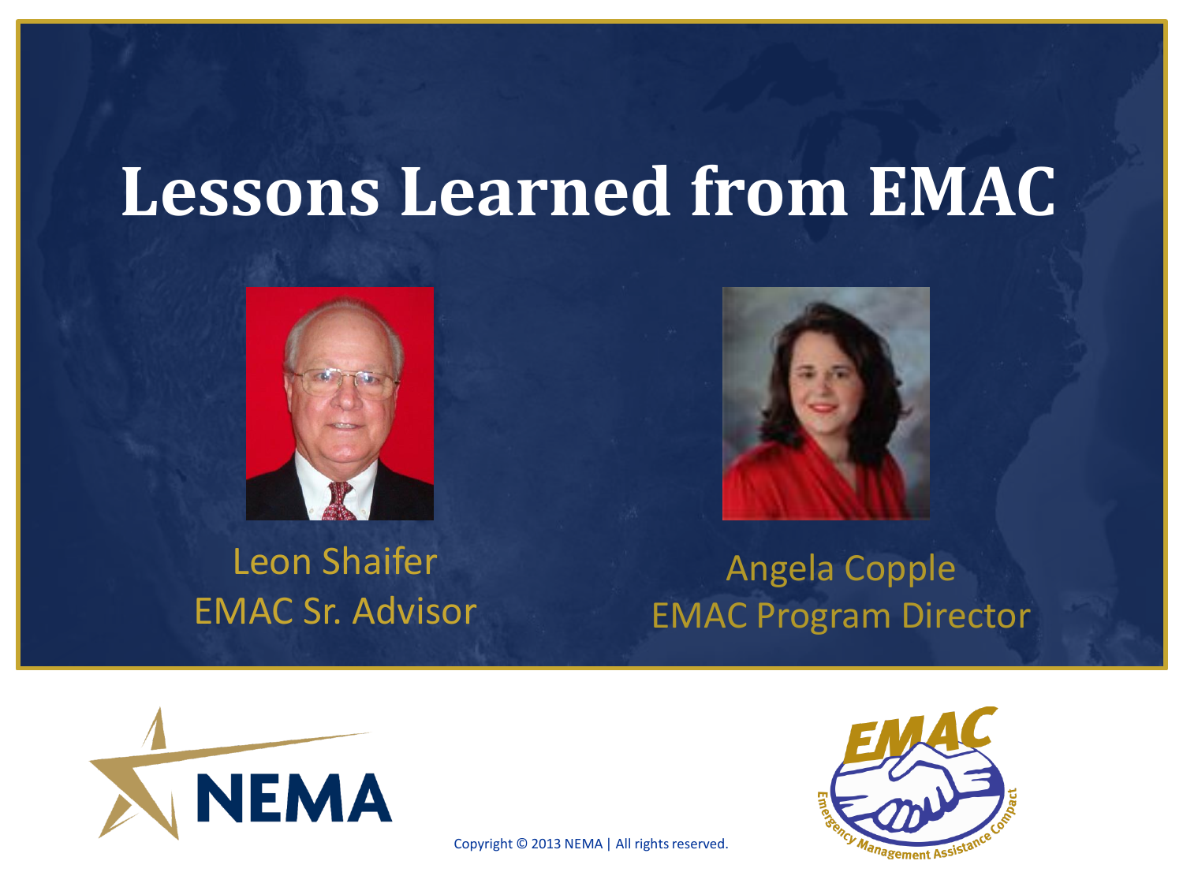# Lessons Learned from EMAC

Leon Shaifer
EMAC Sr. Advisor

Angela Copple
EMAC Program Director

Copyright © 2013 NEMA | All rights reserved.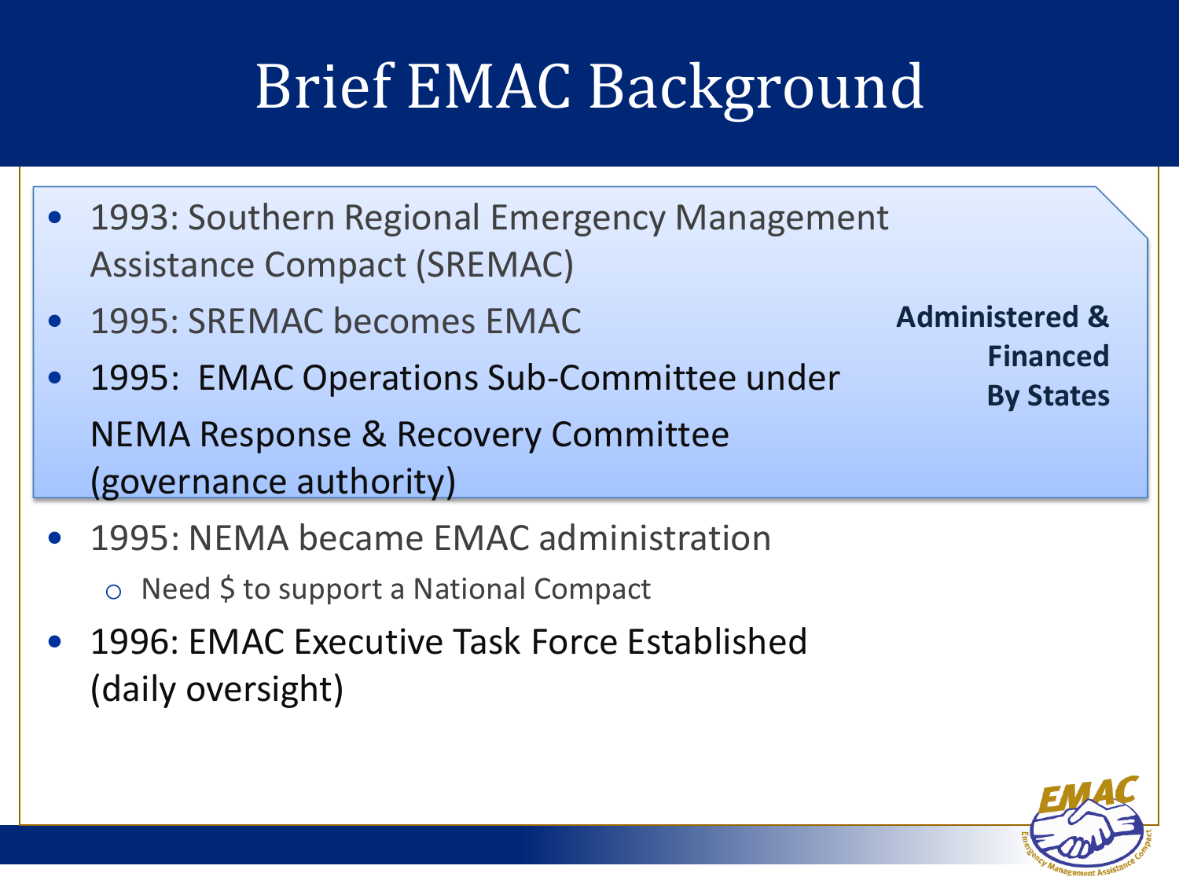# Brief EMAC Background

- 1993: Southern Regional Emergency Management Assistance Compact (SREMAC)
- 1995: SREMAC becomes EMAC
- 1995: EMAC Operations Sub-Committee under NEMA Response & Recovery Committee (governance authority)

**Administered & Financed By States**

- 1995: NEMA became EMAC administration
  - Need $ to support a National Compact
- 1996: EMAC Executive Task Force Established (daily oversight)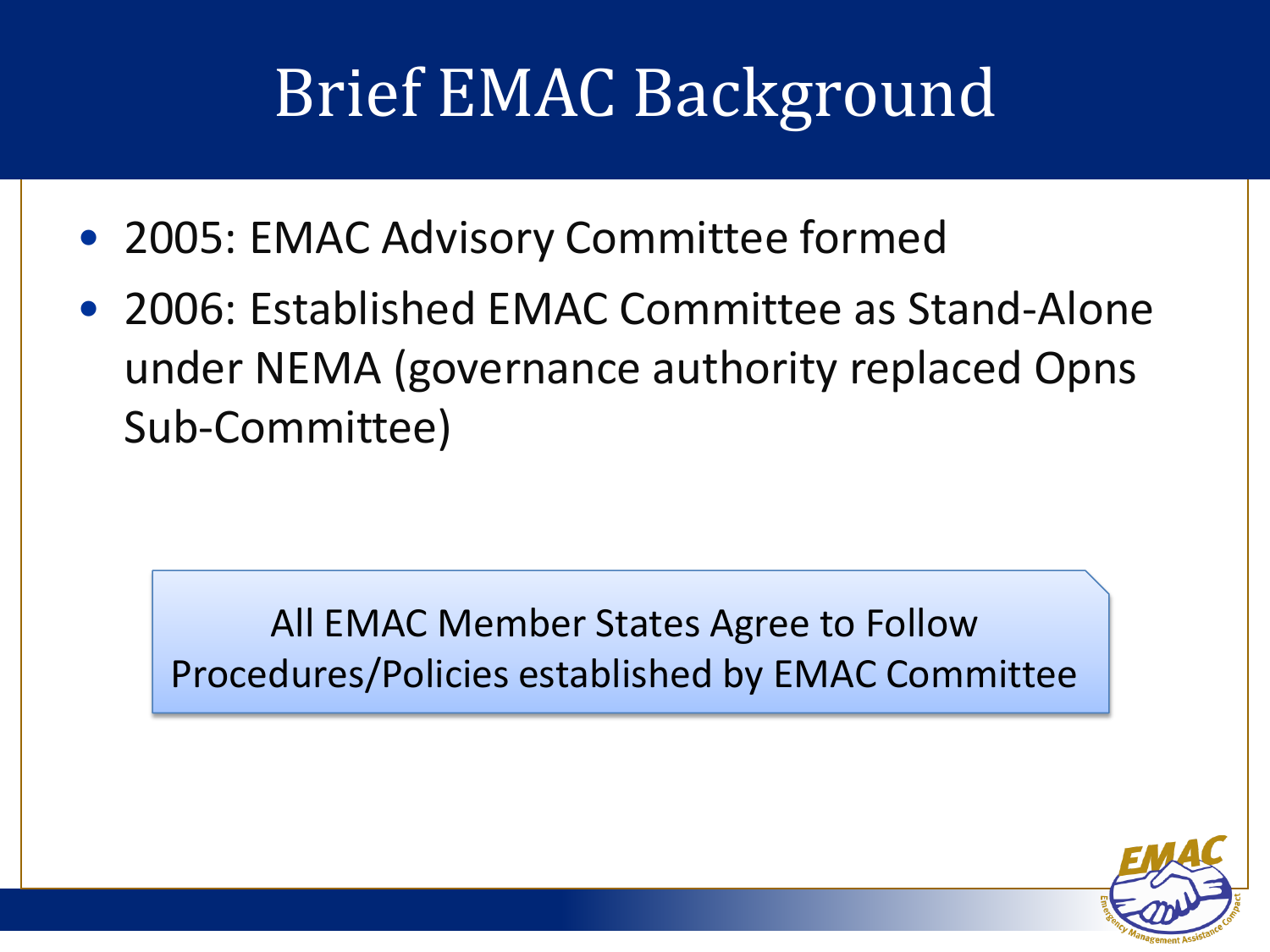# Brief EMAC Background

- 2005: EMAC Advisory Committee formed
- 2006: Established EMAC Committee as Stand-Alone under NEMA (governance authority replaced Opns Sub-Committee)

All EMAC Member States Agree to Follow Procedures/Policies established by EMAC Committee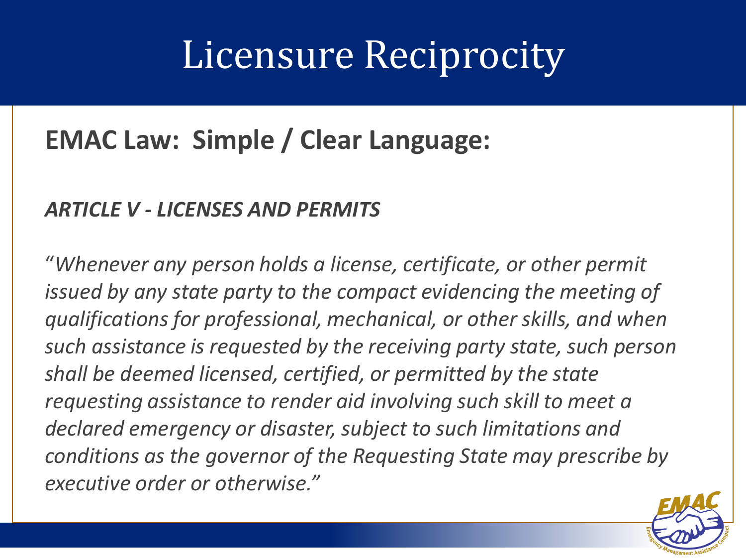# Licensure Reciprocity

## EMAC Law: Simple / Clear Language:

***ARTICLE V - LICENSES AND PERMITS***

*"Whenever any person holds a license, certificate, or other permit issued by any state party to the compact evidencing the meeting of qualifications for professional, mechanical, or other skills, and when such assistance is requested by the receiving party state, such person shall be deemed licensed, certified, or permitted by the state requesting assistance to render aid involving such skill to meet a declared emergency or disaster, subject to such limitations and conditions as the governor of the Requesting State may prescribe by executive order or otherwise."*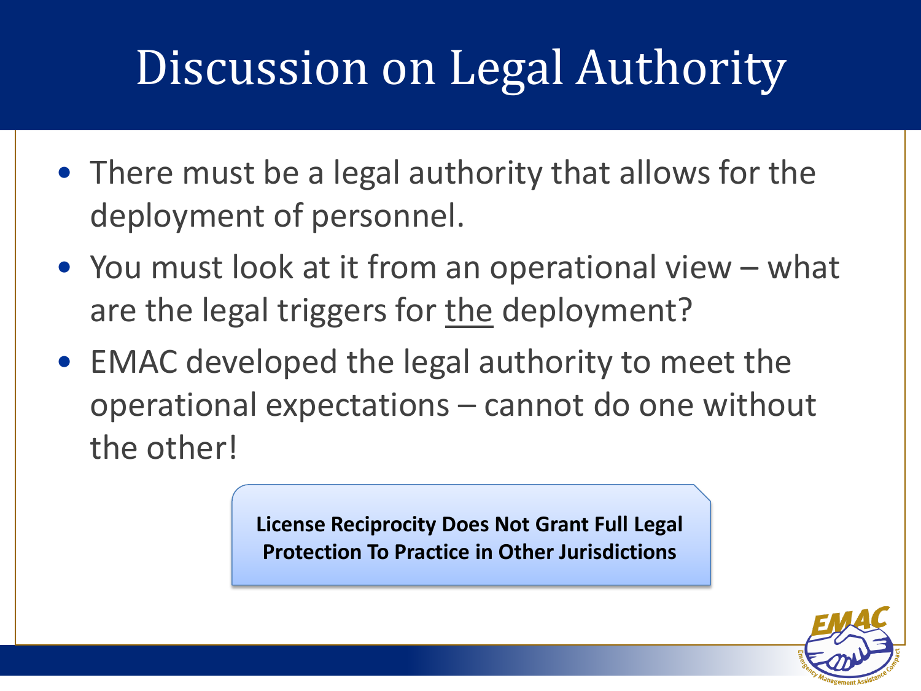# Discussion on Legal Authority

- There must be a legal authority that allows for the deployment of personnel.
- You must look at it from an operational view – what are the legal triggers for <u>the</u> deployment?
- EMAC developed the legal authority to meet the operational expectations – cannot do one without the other!

**License Reciprocity Does Not Grant Full Legal Protection To Practice in Other Jurisdictions**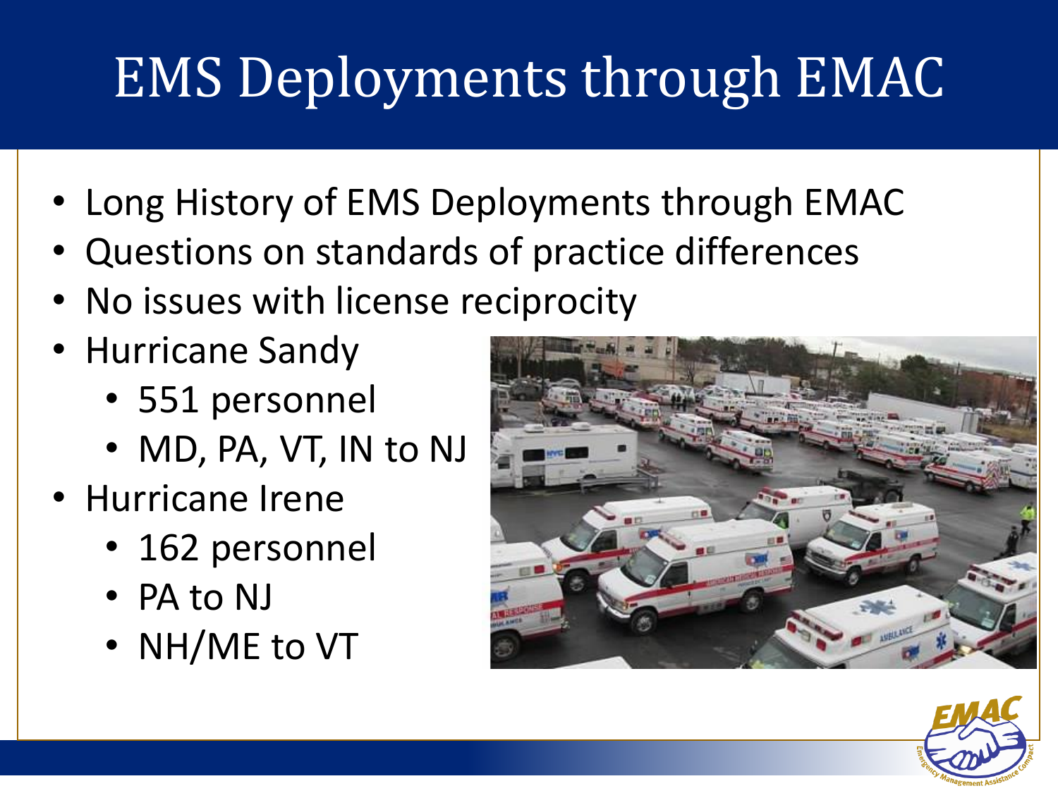# EMS Deployments through EMAC

- Long History of EMS Deployments through EMAC
- Questions on standards of practice differences
- No issues with license reciprocity
- Hurricane Sandy
  - 551 personnel
  - MD, PA, VT, IN to NJ
- Hurricane Irene
  - 162 personnel
  - PA to NJ
  - NH/ME to VT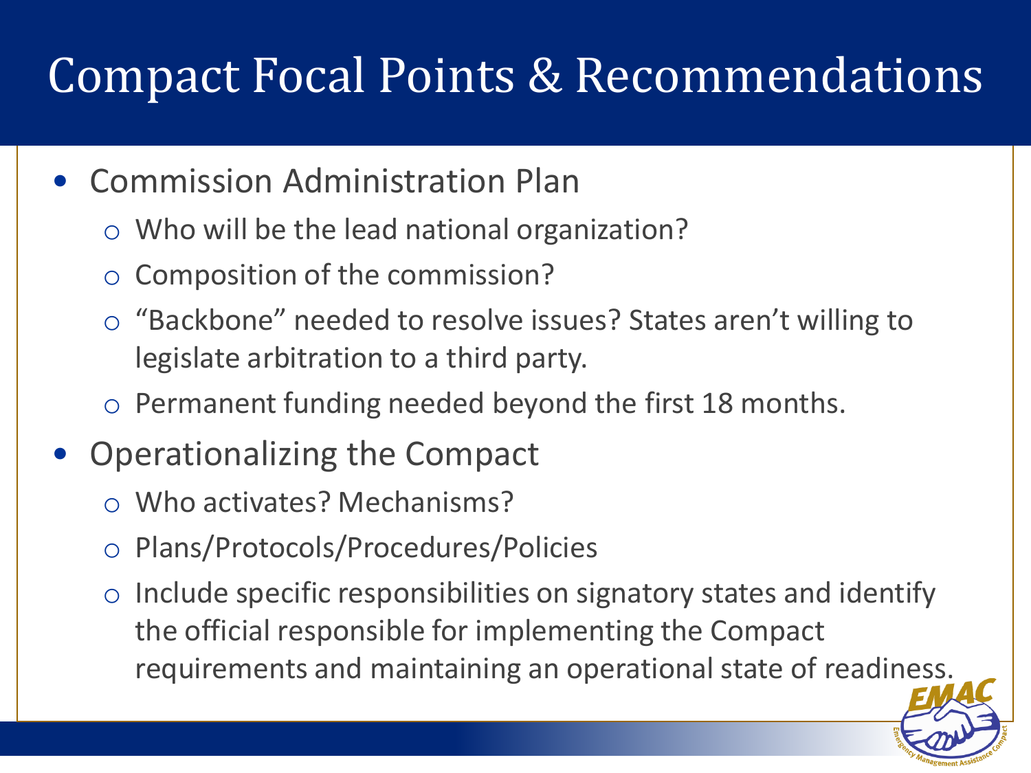# Compact Focal Points & Recommendations

- Commission Administration Plan
  - Who will be the lead national organization?
  - Composition of the commission?
  - "Backbone" needed to resolve issues? States aren't willing to legislate arbitration to a third party.
  - Permanent funding needed beyond the first 18 months.
- Operationalizing the Compact
  - Who activates? Mechanisms?
  - Plans/Protocols/Procedures/Policies
  - Include specific responsibilities on signatory states and identify the official responsible for implementing the Compact requirements and maintaining an operational state of readiness.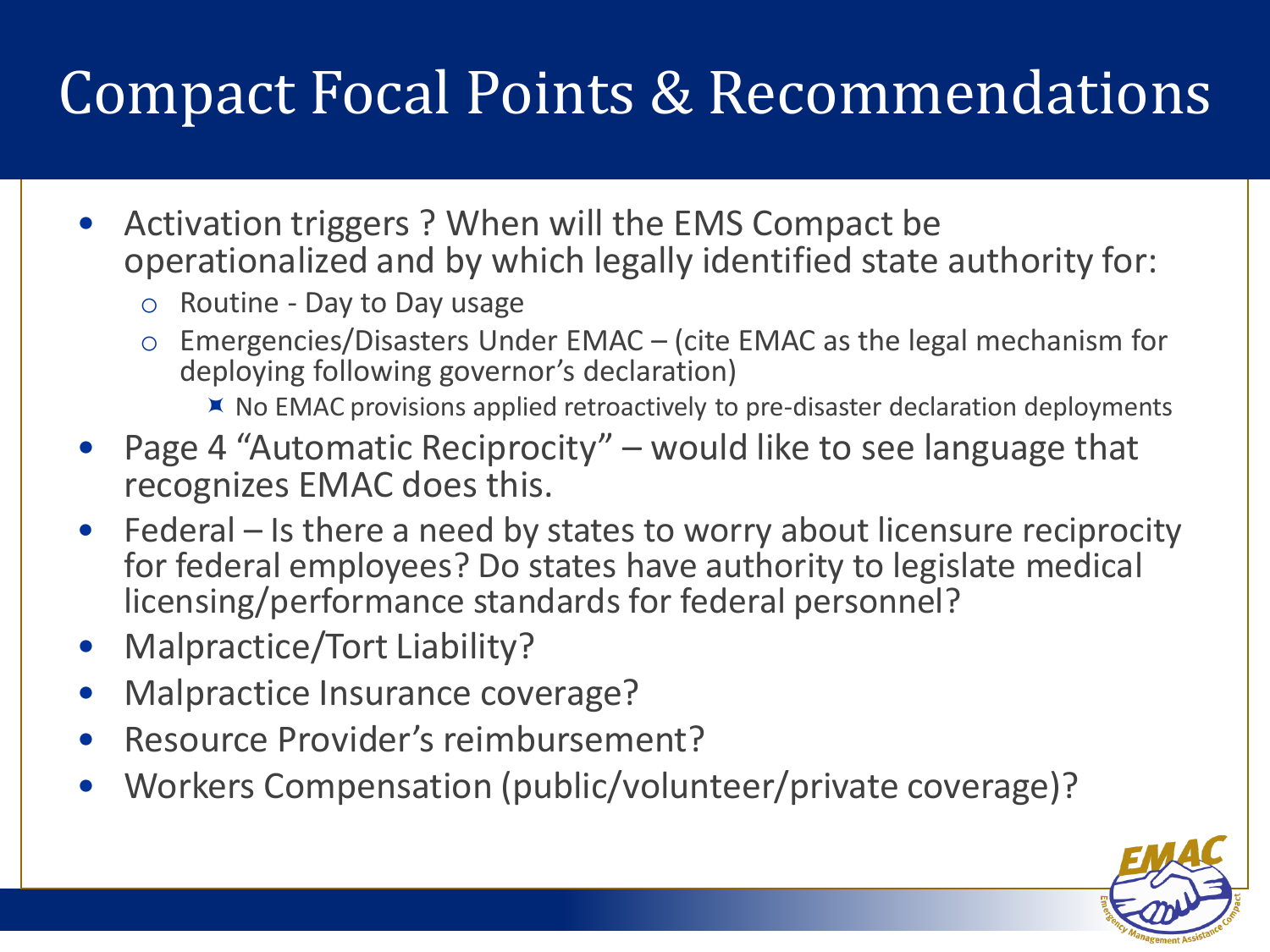# Compact Focal Points & Recommendations

- Activation triggers ? When will the EMS Compact be operationalized and by which legally identified state authority for:
  - Routine - Day to Day usage
  - Emergencies/Disasters Under EMAC – (cite EMAC as the legal mechanism for deploying following governor's declaration)
    - No EMAC provisions applied retroactively to pre-disaster declaration deployments
- Page 4 "Automatic Reciprocity" – would like to see language that recognizes EMAC does this.
- Federal – Is there a need by states to worry about licensure reciprocity for federal employees? Do states have authority to legislate medical licensing/performance standards for federal personnel?
- Malpractice/Tort Liability?
- Malpractice Insurance coverage?
- Resource Provider's reimbursement?
- Workers Compensation (public/volunteer/private coverage)?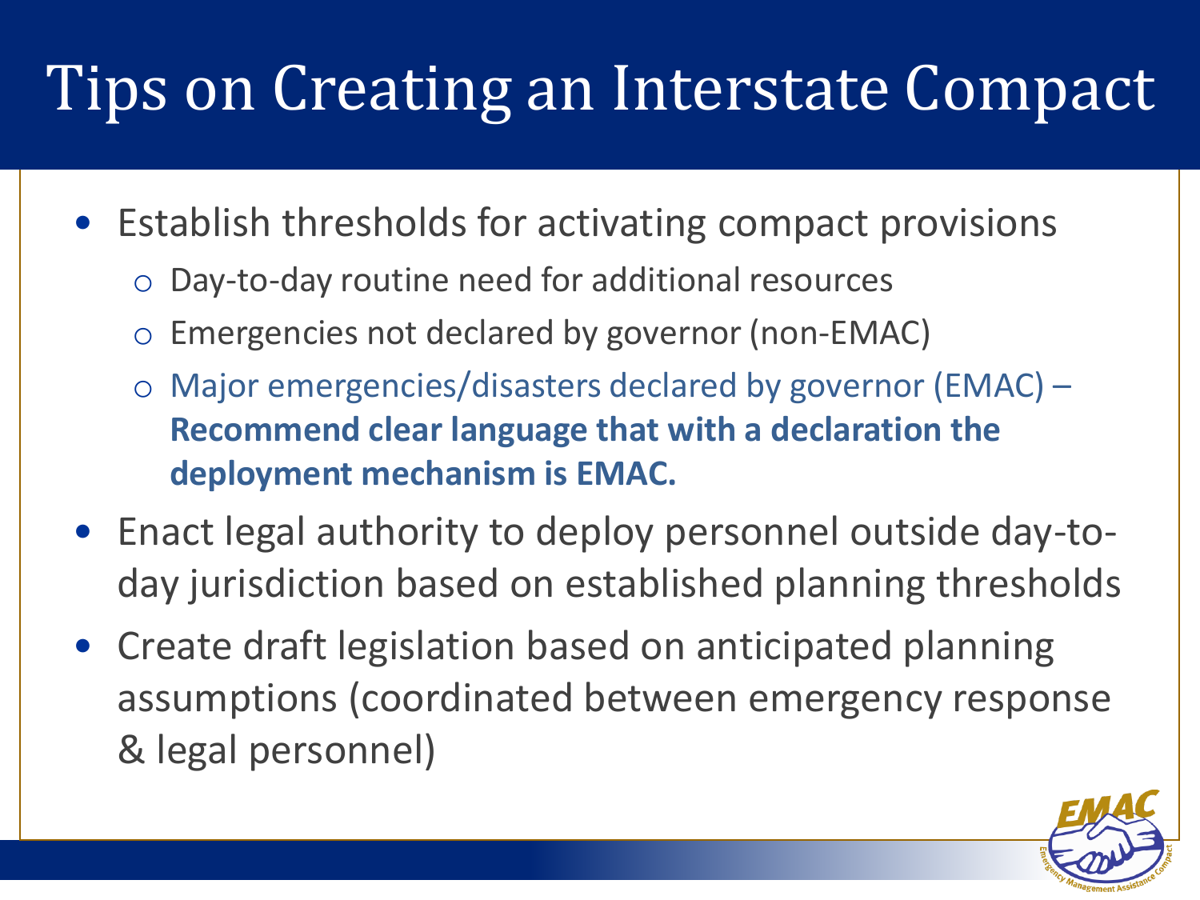# Tips on Creating an Interstate Compact

- Establish thresholds for activating compact provisions
  - Day-to-day routine need for additional resources
  - Emergencies not declared by governor (non-EMAC)
  - Major emergencies/disasters declared by governor (EMAC) – **Recommend clear language that with a declaration the deployment mechanism is EMAC.**
- Enact legal authority to deploy personnel outside day-to-day jurisdiction based on established planning thresholds
- Create draft legislation based on anticipated planning assumptions (coordinated between emergency response & legal personnel)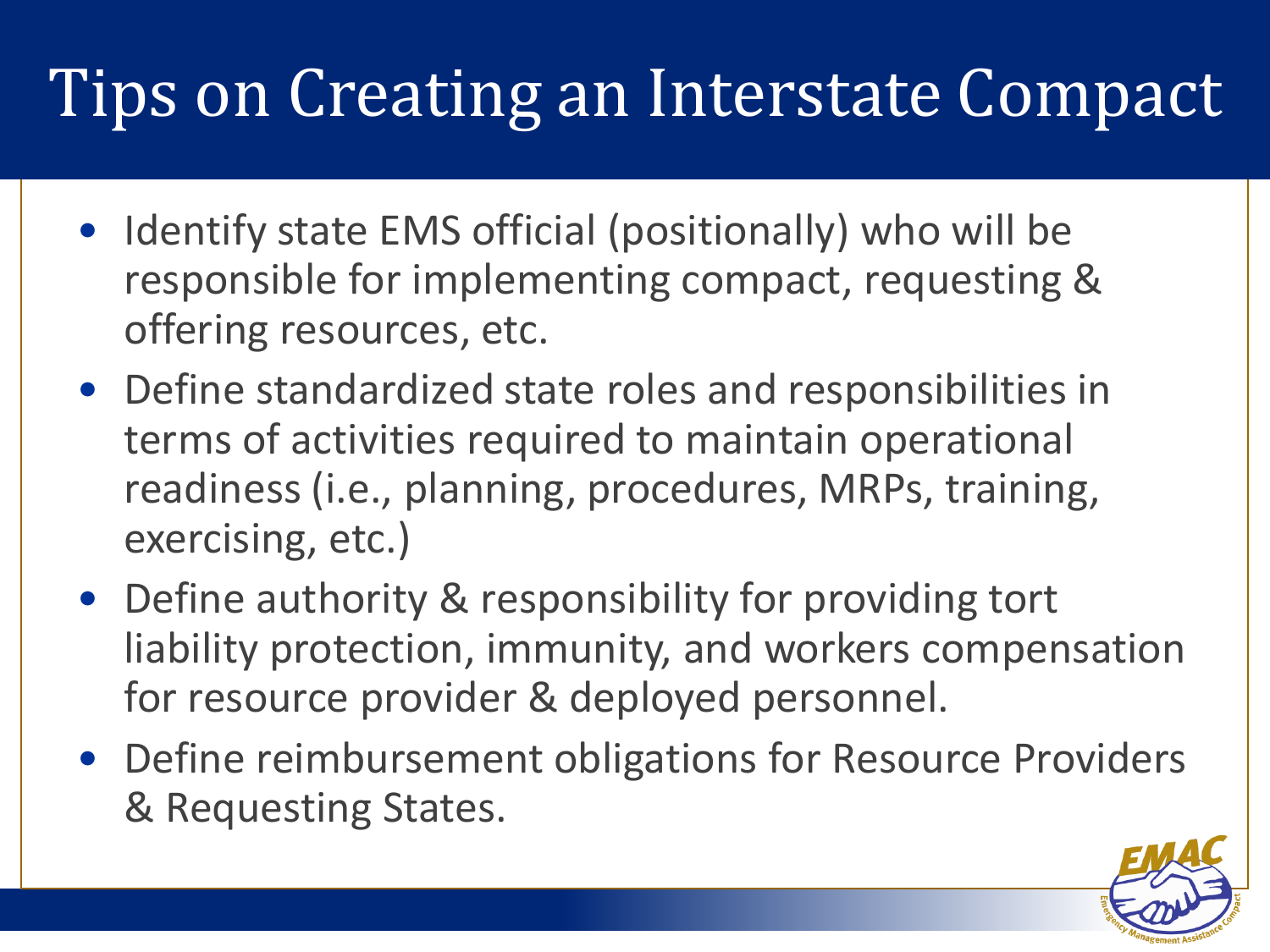# Tips on Creating an Interstate Compact

- Identify state EMS official (positionally) who will be responsible for implementing compact, requesting & offering resources, etc.
- Define standardized state roles and responsibilities in terms of activities required to maintain operational readiness (i.e., planning, procedures, MRPs, training, exercising, etc.)
- Define authority & responsibility for providing tort liability protection, immunity, and workers compensation for resource provider & deployed personnel.
- Define reimbursement obligations for Resource Providers & Requesting States.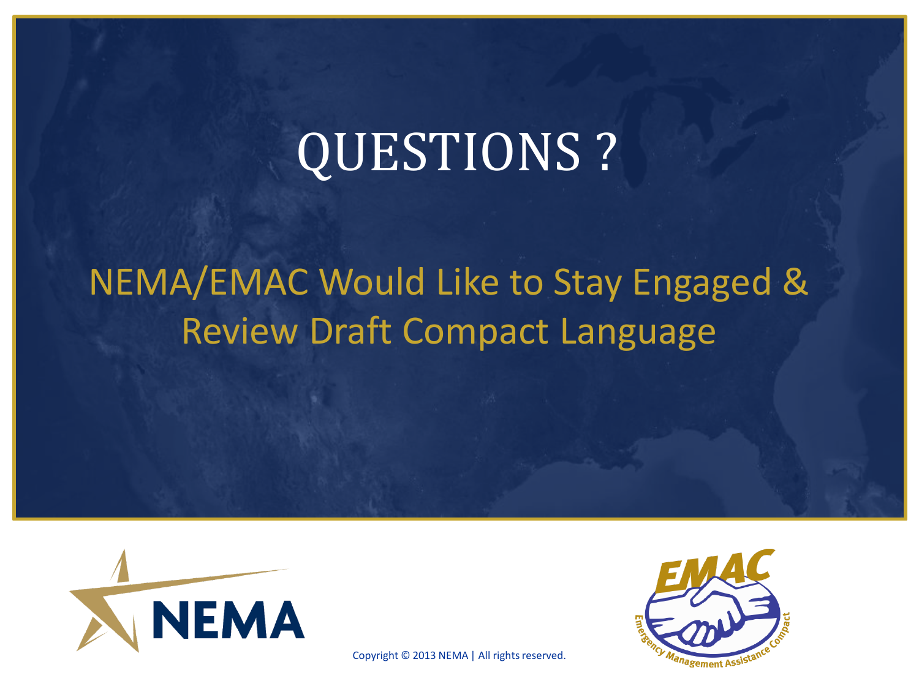# QUESTIONS ?

NEMA/EMAC Would Like to Stay Engaged & Review Draft Compact Language

Copyright © 2013 NEMA | All rights reserved.